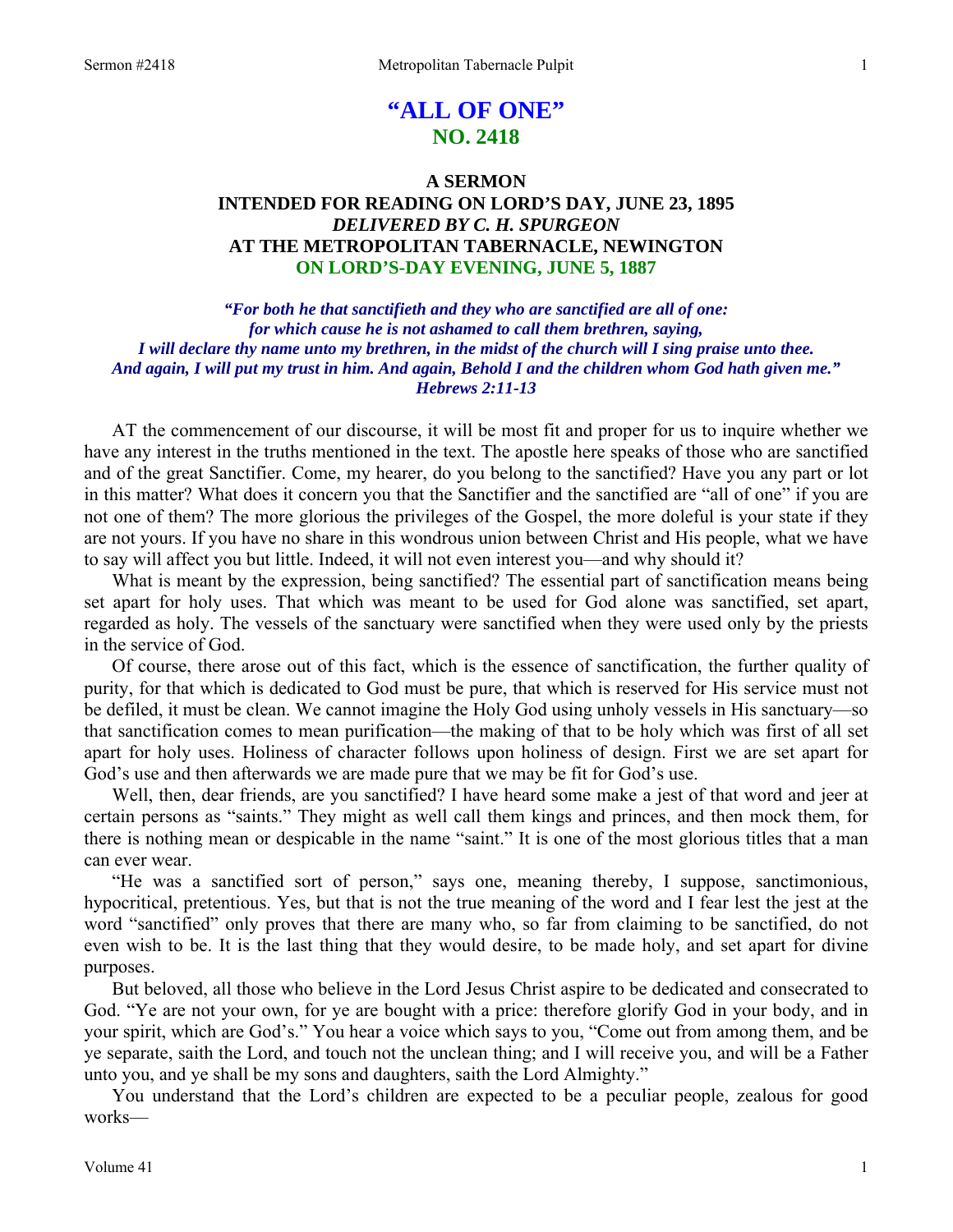# "ALL OF ONE"
## NO. 2418

### A SERMON
### INTENDED FOR READING ON LORD'S DAY, JUNE 23, 1895
### *DELIVERED BY C. H. SPURGEON*
### AT THE METROPOLITAN TABERNACLE, NEWINGTON
### ON LORD'S-DAY EVENING, JUNE 5, 1887

*"For both he that sanctifieth and they who are sanctified are all of one: for which cause he is not ashamed to call them brethren, saying, I will declare thy name unto my brethren, in the midst of the church will I sing praise unto thee. And again, I will put my trust in him. And again, Behold I and the children whom God hath given me." Hebrews 2:11-13*

AT the commencement of our discourse, it will be most fit and proper for us to inquire whether we have any interest in the truths mentioned in the text. The apostle here speaks of those who are sanctified and of the great Sanctifier. Come, my hearer, do you belong to the sanctified? Have you any part or lot in this matter? What does it concern you that the Sanctifier and the sanctified are "all of one" if you are not one of them? The more glorious the privileges of the Gospel, the more doleful is your state if they are not yours. If you have no share in this wondrous union between Christ and His people, what we have to say will affect you but little. Indeed, it will not even interest you—and why should it?

What is meant by the expression, being sanctified? The essential part of sanctification means being set apart for holy uses. That which was meant to be used for God alone was sanctified, set apart, regarded as holy. The vessels of the sanctuary were sanctified when they were used only by the priests in the service of God.

Of course, there arose out of this fact, which is the essence of sanctification, the further quality of purity, for that which is dedicated to God must be pure, that which is reserved for His service must not be defiled, it must be clean. We cannot imagine the Holy God using unholy vessels in His sanctuary—so that sanctification comes to mean purification—the making of that to be holy which was first of all set apart for holy uses. Holiness of character follows upon holiness of design. First we are set apart for God's use and then afterwards we are made pure that we may be fit for God's use.

Well, then, dear friends, are you sanctified? I have heard some make a jest of that word and jeer at certain persons as "saints." They might as well call them kings and princes, and then mock them, for there is nothing mean or despicable in the name "saint." It is one of the most glorious titles that a man can ever wear.

"He was a sanctified sort of person," says one, meaning thereby, I suppose, sanctimonious, hypocritical, pretentious. Yes, but that is not the true meaning of the word and I fear lest the jest at the word "sanctified" only proves that there are many who, so far from claiming to be sanctified, do not even wish to be. It is the last thing that they would desire, to be made holy, and set apart for divine purposes.

But beloved, all those who believe in the Lord Jesus Christ aspire to be dedicated and consecrated to God. "Ye are not your own, for ye are bought with a price: therefore glorify God in your body, and in your spirit, which are God's." You hear a voice which says to you, "Come out from among them, and be ye separate, saith the Lord, and touch not the unclean thing; and I will receive you, and will be a Father unto you, and ye shall be my sons and daughters, saith the Lord Almighty."

You understand that the Lord's children are expected to be a peculiar people, zealous for good works—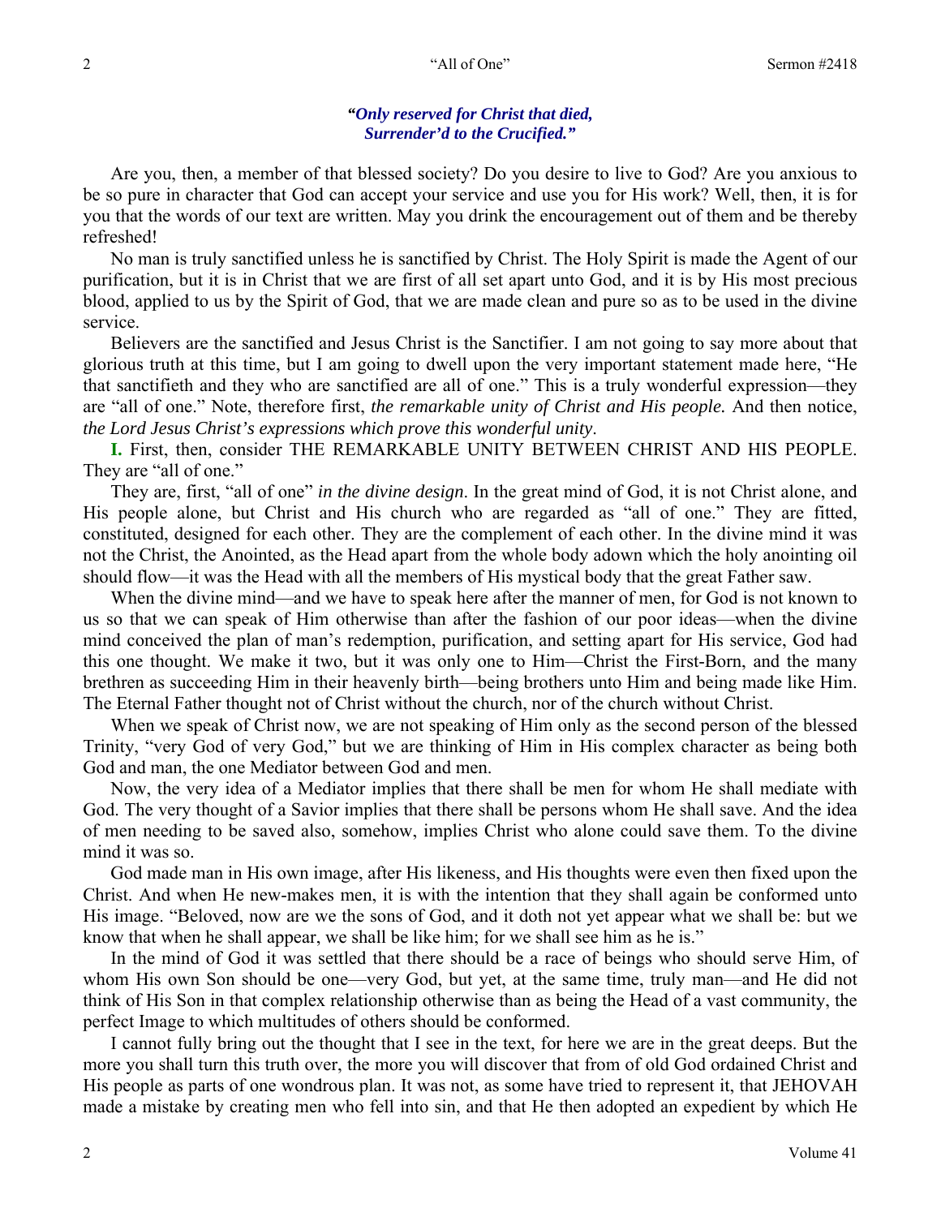*"Only reserved for Christ that died,*
*Surrender'd to the Crucified."*

Are you, then, a member of that blessed society? Do you desire to live to God? Are you anxious to be so pure in character that God can accept your service and use you for His work? Well, then, it is for you that the words of our text are written. May you drink the encouragement out of them and be thereby refreshed!

No man is truly sanctified unless he is sanctified by Christ. The Holy Spirit is made the Agent of our purification, but it is in Christ that we are first of all set apart unto God, and it is by His most precious blood, applied to us by the Spirit of God, that we are made clean and pure so as to be used in the divine service.

Believers are the sanctified and Jesus Christ is the Sanctifier. I am not going to say more about that glorious truth at this time, but I am going to dwell upon the very important statement made here, "He that sanctifieth and they who are sanctified are all of one." This is a truly wonderful expression—they are "all of one." Note, therefore first, *the remarkable unity of Christ and His people.* And then notice, *the Lord Jesus Christ's expressions which prove this wonderful unity*.

**I.** First, then, consider THE REMARKABLE UNITY BETWEEN CHRIST AND HIS PEOPLE. They are "all of one."

They are, first, "all of one" *in the divine design*. In the great mind of God, it is not Christ alone, and His people alone, but Christ and His church who are regarded as "all of one." They are fitted, constituted, designed for each other. They are the complement of each other. In the divine mind it was not the Christ, the Anointed, as the Head apart from the whole body adown which the holy anointing oil should flow—it was the Head with all the members of His mystical body that the great Father saw.

When the divine mind—and we have to speak here after the manner of men, for God is not known to us so that we can speak of Him otherwise than after the fashion of our poor ideas—when the divine mind conceived the plan of man's redemption, purification, and setting apart for His service, God had this one thought. We make it two, but it was only one to Him—Christ the First-Born, and the many brethren as succeeding Him in their heavenly birth—being brothers unto Him and being made like Him. The Eternal Father thought not of Christ without the church, nor of the church without Christ.

When we speak of Christ now, we are not speaking of Him only as the second person of the blessed Trinity, "very God of very God," but we are thinking of Him in His complex character as being both God and man, the one Mediator between God and men.

Now, the very idea of a Mediator implies that there shall be men for whom He shall mediate with God. The very thought of a Savior implies that there shall be persons whom He shall save. And the idea of men needing to be saved also, somehow, implies Christ who alone could save them. To the divine mind it was so.

God made man in His own image, after His likeness, and His thoughts were even then fixed upon the Christ. And when He new-makes men, it is with the intention that they shall again be conformed unto His image. "Beloved, now are we the sons of God, and it doth not yet appear what we shall be: but we know that when he shall appear, we shall be like him; for we shall see him as he is."

In the mind of God it was settled that there should be a race of beings who should serve Him, of whom His own Son should be one—very God, but yet, at the same time, truly man—and He did not think of His Son in that complex relationship otherwise than as being the Head of a vast community, the perfect Image to which multitudes of others should be conformed.

I cannot fully bring out the thought that I see in the text, for here we are in the great deeps. But the more you shall turn this truth over, the more you will discover that from of old God ordained Christ and His people as parts of one wondrous plan. It was not, as some have tried to represent it, that JEHOVAH made a mistake by creating men who fell into sin, and that He then adopted an expedient by which He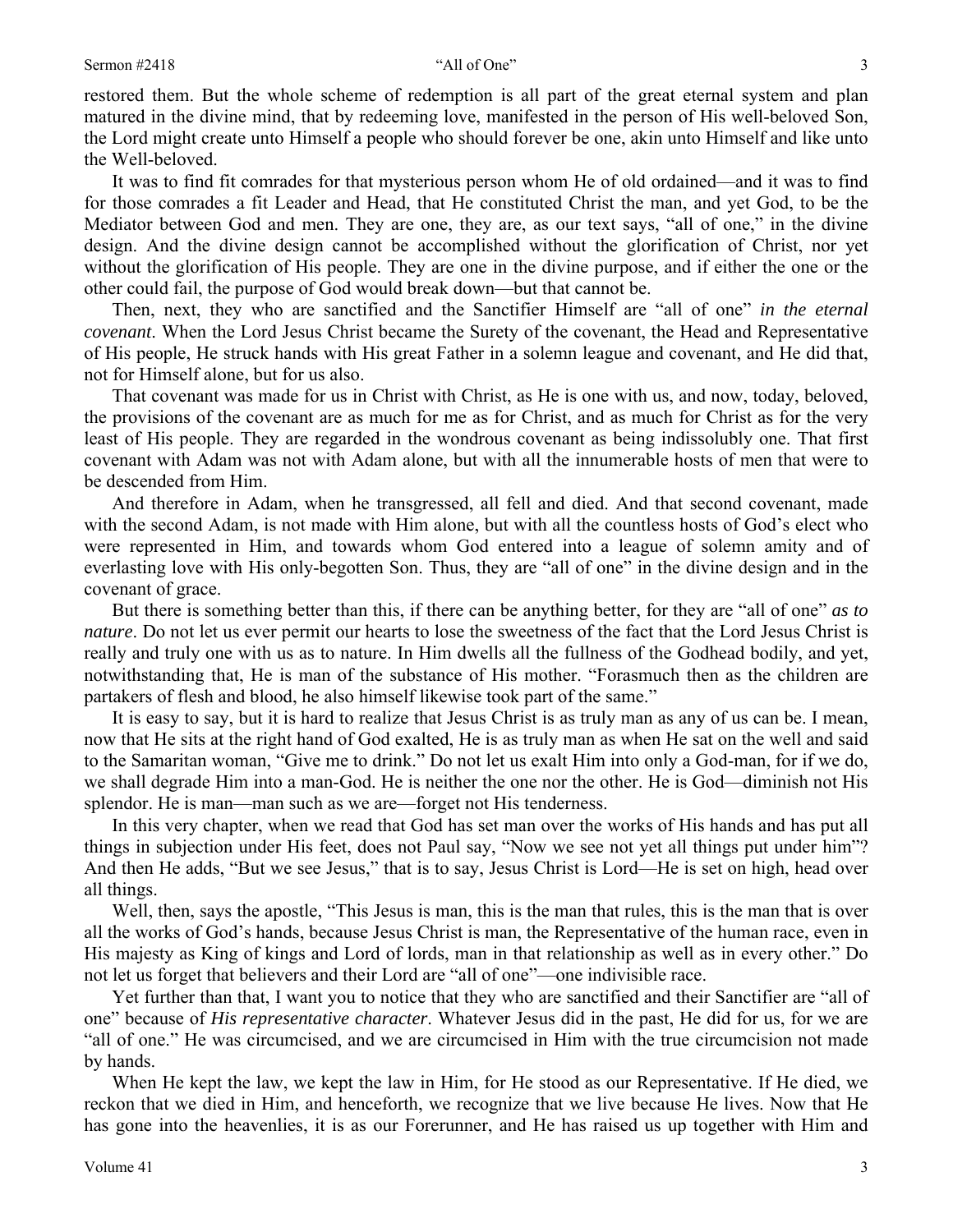restored them. But the whole scheme of redemption is all part of the great eternal system and plan matured in the divine mind, that by redeeming love, manifested in the person of His well-beloved Son, the Lord might create unto Himself a people who should forever be one, akin unto Himself and like unto the Well-beloved.

It was to find fit comrades for that mysterious person whom He of old ordained—and it was to find for those comrades a fit Leader and Head, that He constituted Christ the man, and yet God, to be the Mediator between God and men. They are one, they are, as our text says, "all of one," in the divine design. And the divine design cannot be accomplished without the glorification of Christ, nor yet without the glorification of His people. They are one in the divine purpose, and if either the one or the other could fail, the purpose of God would break down—but that cannot be.

Then, next, they who are sanctified and the Sanctifier Himself are "all of one" *in the eternal covenant*. When the Lord Jesus Christ became the Surety of the covenant, the Head and Representative of His people, He struck hands with His great Father in a solemn league and covenant, and He did that, not for Himself alone, but for us also.

That covenant was made for us in Christ with Christ, as He is one with us, and now, today, beloved, the provisions of the covenant are as much for me as for Christ, and as much for Christ as for the very least of His people. They are regarded in the wondrous covenant as being indissolubly one. That first covenant with Adam was not with Adam alone, but with all the innumerable hosts of men that were to be descended from Him.

And therefore in Adam, when he transgressed, all fell and died. And that second covenant, made with the second Adam, is not made with Him alone, but with all the countless hosts of God's elect who were represented in Him, and towards whom God entered into a league of solemn amity and of everlasting love with His only-begotten Son. Thus, they are "all of one" in the divine design and in the covenant of grace.

But there is something better than this, if there can be anything better, for they are "all of one" *as to nature*. Do not let us ever permit our hearts to lose the sweetness of the fact that the Lord Jesus Christ is really and truly one with us as to nature. In Him dwells all the fullness of the Godhead bodily, and yet, notwithstanding that, He is man of the substance of His mother. "Forasmuch then as the children are partakers of flesh and blood, he also himself likewise took part of the same."

It is easy to say, but it is hard to realize that Jesus Christ is as truly man as any of us can be. I mean, now that He sits at the right hand of God exalted, He is as truly man as when He sat on the well and said to the Samaritan woman, "Give me to drink." Do not let us exalt Him into only a God-man, for if we do, we shall degrade Him into a man-God. He is neither the one nor the other. He is God—diminish not His splendor. He is man—man such as we are—forget not His tenderness.

In this very chapter, when we read that God has set man over the works of His hands and has put all things in subjection under His feet, does not Paul say, "Now we see not yet all things put under him"? And then He adds, "But we see Jesus," that is to say, Jesus Christ is Lord—He is set on high, head over all things.

Well, then, says the apostle, "This Jesus is man, this is the man that rules, this is the man that is over all the works of God's hands, because Jesus Christ is man, the Representative of the human race, even in His majesty as King of kings and Lord of lords, man in that relationship as well as in every other." Do not let us forget that believers and their Lord are "all of one"—one indivisible race.

Yet further than that, I want you to notice that they who are sanctified and their Sanctifier are "all of one" because of *His representative character*. Whatever Jesus did in the past, He did for us, for we are "all of one." He was circumcised, and we are circumcised in Him with the true circumcision not made by hands.

When He kept the law, we kept the law in Him, for He stood as our Representative. If He died, we reckon that we died in Him, and henceforth, we recognize that we live because He lives. Now that He has gone into the heavenlies, it is as our Forerunner, and He has raised us up together with Him and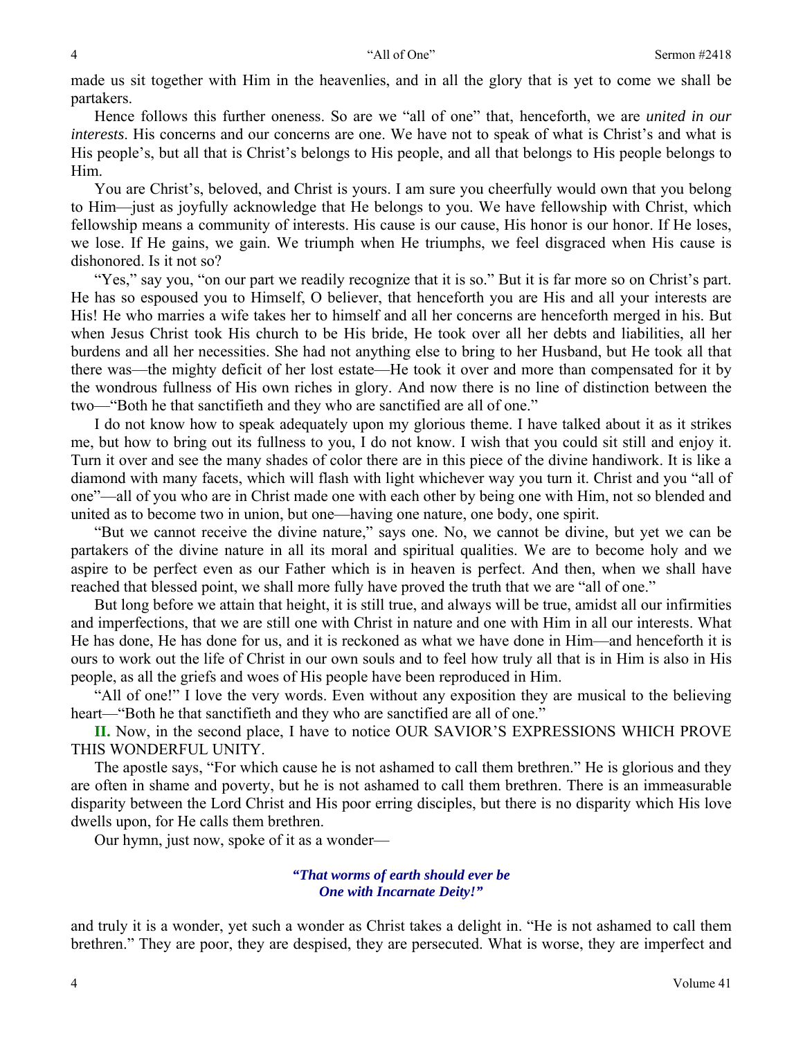made us sit together with Him in the heavenlies, and in all the glory that is yet to come we shall be partakers.

Hence follows this further oneness. So are we "all of one" that, henceforth, we are *united in our interests*. His concerns and our concerns are one. We have not to speak of what is Christ's and what is His people's, but all that is Christ's belongs to His people, and all that belongs to His people belongs to Him.

You are Christ's, beloved, and Christ is yours. I am sure you cheerfully would own that you belong to Him—just as joyfully acknowledge that He belongs to you. We have fellowship with Christ, which fellowship means a community of interests. His cause is our cause, His honor is our honor. If He loses, we lose. If He gains, we gain. We triumph when He triumphs, we feel disgraced when His cause is dishonored. Is it not so?

"Yes," say you, "on our part we readily recognize that it is so." But it is far more so on Christ's part. He has so espoused you to Himself, O believer, that henceforth you are His and all your interests are His! He who marries a wife takes her to himself and all her concerns are henceforth merged in his. But when Jesus Christ took His church to be His bride, He took over all her debts and liabilities, all her burdens and all her necessities. She had not anything else to bring to her Husband, but He took all that there was—the mighty deficit of her lost estate—He took it over and more than compensated for it by the wondrous fullness of His own riches in glory. And now there is no line of distinction between the two—"Both he that sanctifieth and they who are sanctified are all of one."

I do not know how to speak adequately upon my glorious theme. I have talked about it as it strikes me, but how to bring out its fullness to you, I do not know. I wish that you could sit still and enjoy it. Turn it over and see the many shades of color there are in this piece of the divine handiwork. It is like a diamond with many facets, which will flash with light whichever way you turn it. Christ and you "all of one"—all of you who are in Christ made one with each other by being one with Him, not so blended and united as to become two in union, but one—having one nature, one body, one spirit.

"But we cannot receive the divine nature," says one. No, we cannot be divine, but yet we can be partakers of the divine nature in all its moral and spiritual qualities. We are to become holy and we aspire to be perfect even as our Father which is in heaven is perfect. And then, when we shall have reached that blessed point, we shall more fully have proved the truth that we are "all of one."

But long before we attain that height, it is still true, and always will be true, amidst all our infirmities and imperfections, that we are still one with Christ in nature and one with Him in all our interests. What He has done, He has done for us, and it is reckoned as what we have done in Him—and henceforth it is ours to work out the life of Christ in our own souls and to feel how truly all that is in Him is also in His people, as all the griefs and woes of His people have been reproduced in Him.

"All of one!" I love the very words. Even without any exposition they are musical to the believing heart—"Both he that sanctifieth and they who are sanctified are all of one."

**II.** Now, in the second place, I have to notice OUR SAVIOR'S EXPRESSIONS WHICH PROVE THIS WONDERFUL UNITY.

The apostle says, "For which cause he is not ashamed to call them brethren." He is glorious and they are often in shame and poverty, but he is not ashamed to call them brethren. There is an immeasurable disparity between the Lord Christ and His poor erring disciples, but there is no disparity which His love dwells upon, for He calls them brethren.

Our hymn, just now, spoke of it as a wonder—

> ***"That worms of earth should ever be***
> ***One with Incarnate Deity!"***

and truly it is a wonder, yet such a wonder as Christ takes a delight in. "He is not ashamed to call them brethren." They are poor, they are despised, they are persecuted. What is worse, they are imperfect and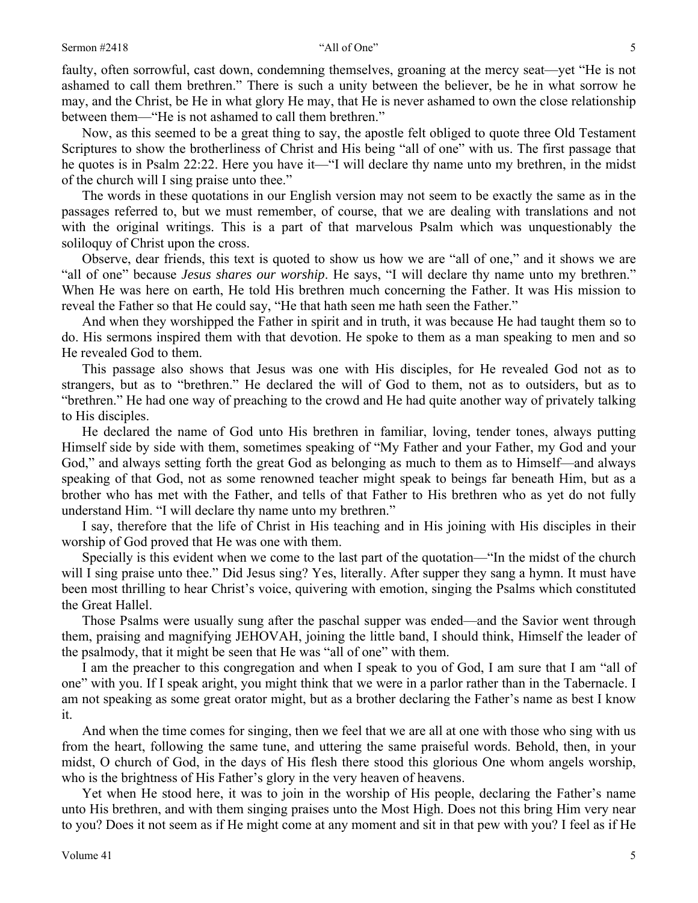faulty, often sorrowful, cast down, condemning themselves, groaning at the mercy seat—yet "He is not ashamed to call them brethren." There is such a unity between the believer, be he in what sorrow he may, and the Christ, be He in what glory He may, that He is never ashamed to own the close relationship between them—"He is not ashamed to call them brethren."

Now, as this seemed to be a great thing to say, the apostle felt obliged to quote three Old Testament Scriptures to show the brotherliness of Christ and His being "all of one" with us. The first passage that he quotes is in Psalm 22:22. Here you have it—"I will declare thy name unto my brethren, in the midst of the church will I sing praise unto thee."

The words in these quotations in our English version may not seem to be exactly the same as in the passages referred to, but we must remember, of course, that we are dealing with translations and not with the original writings. This is a part of that marvelous Psalm which was unquestionably the soliloquy of Christ upon the cross.

Observe, dear friends, this text is quoted to show us how we are "all of one," and it shows we are "all of one" because *Jesus shares our worship*. He says, "I will declare thy name unto my brethren." When He was here on earth, He told His brethren much concerning the Father. It was His mission to reveal the Father so that He could say, "He that hath seen me hath seen the Father."

And when they worshipped the Father in spirit and in truth, it was because He had taught them so to do. His sermons inspired them with that devotion. He spoke to them as a man speaking to men and so He revealed God to them.

This passage also shows that Jesus was one with His disciples, for He revealed God not as to strangers, but as to "brethren." He declared the will of God to them, not as to outsiders, but as to "brethren." He had one way of preaching to the crowd and He had quite another way of privately talking to His disciples.

He declared the name of God unto His brethren in familiar, loving, tender tones, always putting Himself side by side with them, sometimes speaking of "My Father and your Father, my God and your God," and always setting forth the great God as belonging as much to them as to Himself—and always speaking of that God, not as some renowned teacher might speak to beings far beneath Him, but as a brother who has met with the Father, and tells of that Father to His brethren who as yet do not fully understand Him. "I will declare thy name unto my brethren."

I say, therefore that the life of Christ in His teaching and in His joining with His disciples in their worship of God proved that He was one with them.

Specially is this evident when we come to the last part of the quotation—"In the midst of the church will I sing praise unto thee." Did Jesus sing? Yes, literally. After supper they sang a hymn. It must have been most thrilling to hear Christ's voice, quivering with emotion, singing the Psalms which constituted the Great Hallel.

Those Psalms were usually sung after the paschal supper was ended—and the Savior went through them, praising and magnifying JEHOVAH, joining the little band, I should think, Himself the leader of the psalmody, that it might be seen that He was "all of one" with them.

I am the preacher to this congregation and when I speak to you of God, I am sure that I am "all of one" with you. If I speak aright, you might think that we were in a parlor rather than in the Tabernacle. I am not speaking as some great orator might, but as a brother declaring the Father's name as best I know it.

And when the time comes for singing, then we feel that we are all at one with those who sing with us from the heart, following the same tune, and uttering the same praiseful words. Behold, then, in your midst, O church of God, in the days of His flesh there stood this glorious One whom angels worship, who is the brightness of His Father's glory in the very heaven of heavens.

Yet when He stood here, it was to join in the worship of His people, declaring the Father's name unto His brethren, and with them singing praises unto the Most High. Does not this bring Him very near to you? Does it not seem as if He might come at any moment and sit in that pew with you? I feel as if He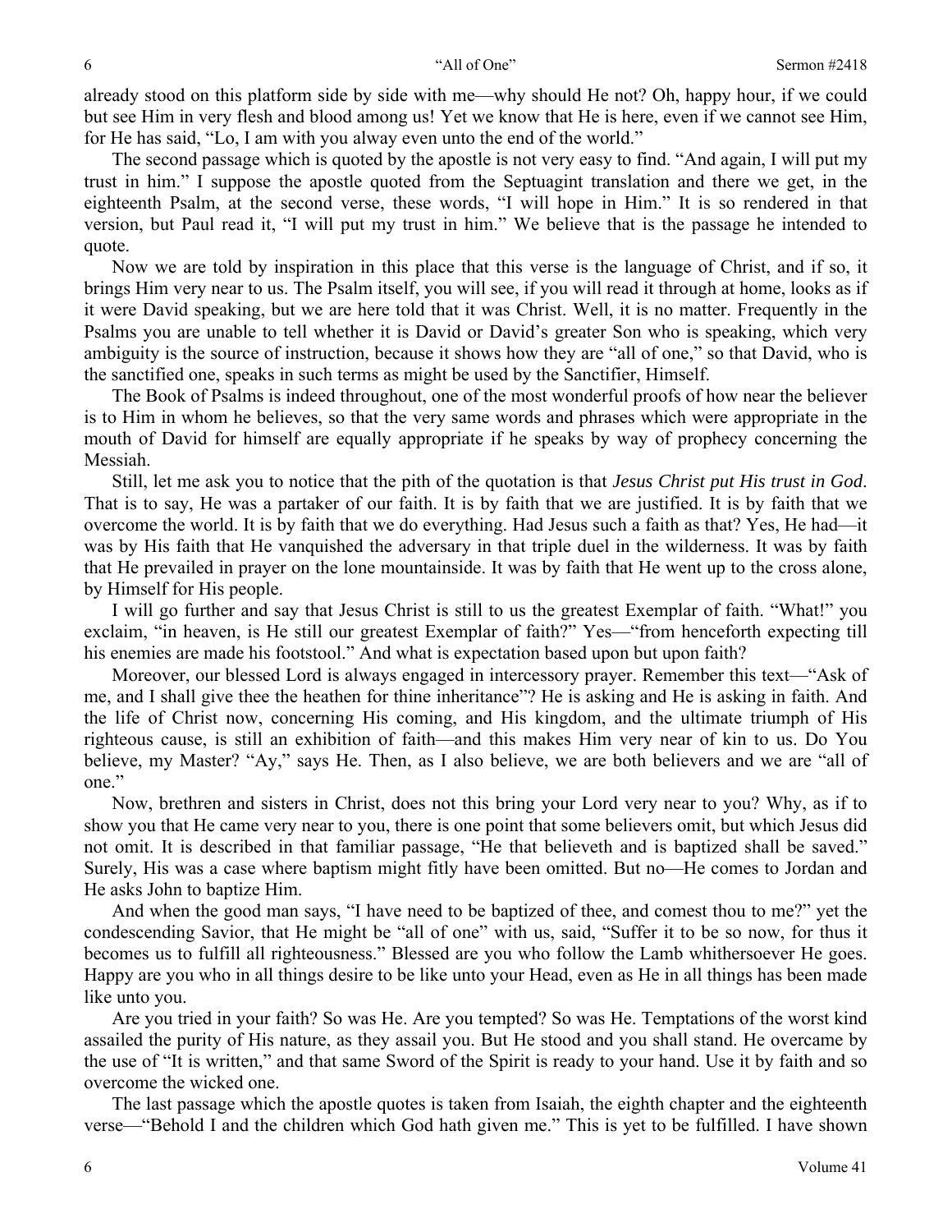already stood on this platform side by side with me—why should He not? Oh, happy hour, if we could but see Him in very flesh and blood among us! Yet we know that He is here, even if we cannot see Him, for He has said, "Lo, I am with you alway even unto the end of the world."

The second passage which is quoted by the apostle is not very easy to find. "And again, I will put my trust in him." I suppose the apostle quoted from the Septuagint translation and there we get, in the eighteenth Psalm, at the second verse, these words, "I will hope in Him." It is so rendered in that version, but Paul read it, "I will put my trust in him." We believe that is the passage he intended to quote.

Now we are told by inspiration in this place that this verse is the language of Christ, and if so, it brings Him very near to us. The Psalm itself, you will see, if you will read it through at home, looks as if it were David speaking, but we are here told that it was Christ. Well, it is no matter. Frequently in the Psalms you are unable to tell whether it is David or David's greater Son who is speaking, which very ambiguity is the source of instruction, because it shows how they are "all of one," so that David, who is the sanctified one, speaks in such terms as might be used by the Sanctifier, Himself.

The Book of Psalms is indeed throughout, one of the most wonderful proofs of how near the believer is to Him in whom he believes, so that the very same words and phrases which were appropriate in the mouth of David for himself are equally appropriate if he speaks by way of prophecy concerning the Messiah.

Still, let me ask you to notice that the pith of the quotation is that *Jesus Christ put His trust in God*. That is to say, He was a partaker of our faith. It is by faith that we are justified. It is by faith that we overcome the world. It is by faith that we do everything. Had Jesus such a faith as that? Yes, He had—it was by His faith that He vanquished the adversary in that triple duel in the wilderness. It was by faith that He prevailed in prayer on the lone mountainside. It was by faith that He went up to the cross alone, by Himself for His people.

I will go further and say that Jesus Christ is still to us the greatest Exemplar of faith. "What!" you exclaim, "in heaven, is He still our greatest Exemplar of faith?" Yes—"from henceforth expecting till his enemies are made his footstool." And what is expectation based upon but upon faith?

Moreover, our blessed Lord is always engaged in intercessory prayer. Remember this text—"Ask of me, and I shall give thee the heathen for thine inheritance"? He is asking and He is asking in faith. And the life of Christ now, concerning His coming, and His kingdom, and the ultimate triumph of His righteous cause, is still an exhibition of faith—and this makes Him very near of kin to us. Do You believe, my Master? "Ay," says He. Then, as I also believe, we are both believers and we are "all of one."

Now, brethren and sisters in Christ, does not this bring your Lord very near to you? Why, as if to show you that He came very near to you, there is one point that some believers omit, but which Jesus did not omit. It is described in that familiar passage, "He that believeth and is baptized shall be saved." Surely, His was a case where baptism might fitly have been omitted. But no—He comes to Jordan and He asks John to baptize Him.

And when the good man says, "I have need to be baptized of thee, and comest thou to me?" yet the condescending Savior, that He might be "all of one" with us, said, "Suffer it to be so now, for thus it becomes us to fulfill all righteousness." Blessed are you who follow the Lamb whithersoever He goes. Happy are you who in all things desire to be like unto your Head, even as He in all things has been made like unto you.

Are you tried in your faith? So was He. Are you tempted? So was He. Temptations of the worst kind assailed the purity of His nature, as they assail you. But He stood and you shall stand. He overcame by the use of "It is written," and that same Sword of the Spirit is ready to your hand. Use it by faith and so overcome the wicked one.

The last passage which the apostle quotes is taken from Isaiah, the eighth chapter and the eighteenth verse—"Behold I and the children which God hath given me." This is yet to be fulfilled. I have shown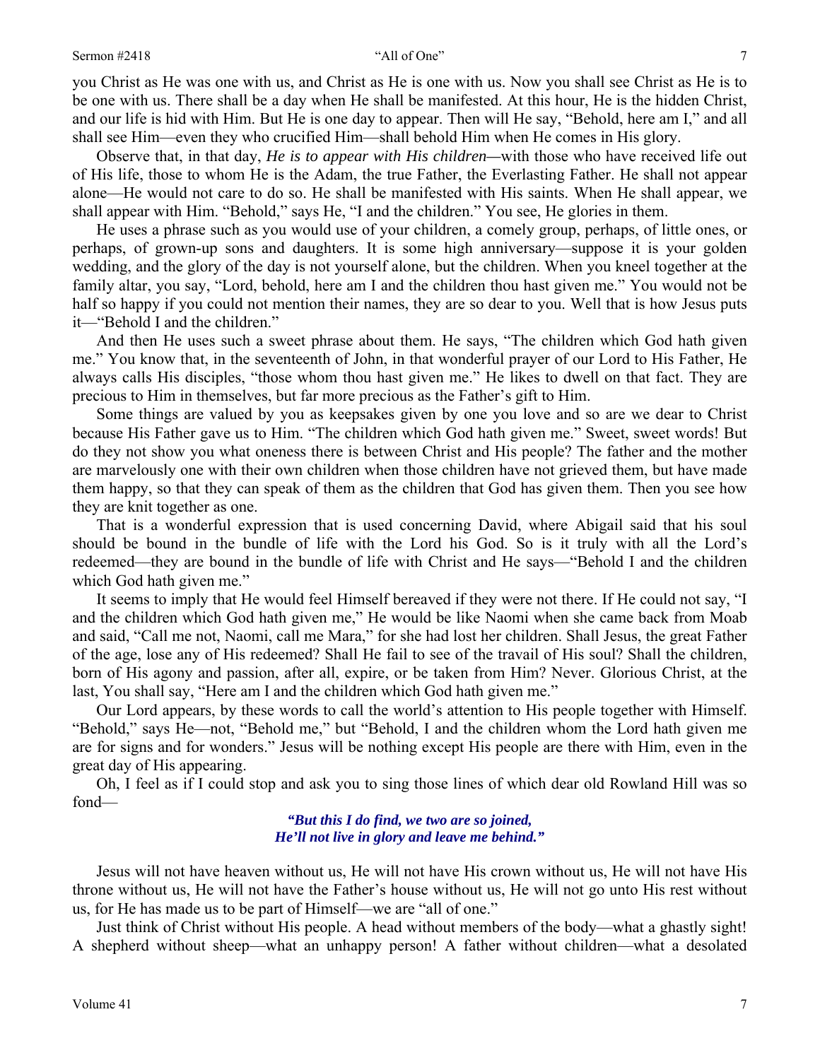you Christ as He was one with us, and Christ as He is one with us. Now you shall see Christ as He is to be one with us. There shall be a day when He shall be manifested. At this hour, He is the hidden Christ, and our life is hid with Him. But He is one day to appear. Then will He say, "Behold, here am I," and all shall see Him—even they who crucified Him—shall behold Him when He comes in His glory.

Observe that, in that day, *He is to appear with His children*—with those who have received life out of His life, those to whom He is the Adam, the true Father, the Everlasting Father. He shall not appear alone—He would not care to do so. He shall be manifested with His saints. When He shall appear, we shall appear with Him. "Behold," says He, "I and the children." You see, He glories in them.

He uses a phrase such as you would use of your children, a comely group, perhaps, of little ones, or perhaps, of grown-up sons and daughters. It is some high anniversary—suppose it is your golden wedding, and the glory of the day is not yourself alone, but the children. When you kneel together at the family altar, you say, "Lord, behold, here am I and the children thou hast given me." You would not be half so happy if you could not mention their names, they are so dear to you. Well that is how Jesus puts it—"Behold I and the children."

And then He uses such a sweet phrase about them. He says, "The children which God hath given me." You know that, in the seventeenth of John, in that wonderful prayer of our Lord to His Father, He always calls His disciples, "those whom thou hast given me." He likes to dwell on that fact. They are precious to Him in themselves, but far more precious as the Father's gift to Him.

Some things are valued by you as keepsakes given by one you love and so are we dear to Christ because His Father gave us to Him. "The children which God hath given me." Sweet, sweet words! But do they not show you what oneness there is between Christ and His people? The father and the mother are marvelously one with their own children when those children have not grieved them, but have made them happy, so that they can speak of them as the children that God has given them. Then you see how they are knit together as one.

That is a wonderful expression that is used concerning David, where Abigail said that his soul should be bound in the bundle of life with the Lord his God. So is it truly with all the Lord's redeemed—they are bound in the bundle of life with Christ and He says—"Behold I and the children which God hath given me."

It seems to imply that He would feel Himself bereaved if they were not there. If He could not say, "I and the children which God hath given me," He would be like Naomi when she came back from Moab and said, "Call me not, Naomi, call me Mara," for she had lost her children. Shall Jesus, the great Father of the age, lose any of His redeemed? Shall He fail to see of the travail of His soul? Shall the children, born of His agony and passion, after all, expire, or be taken from Him? Never. Glorious Christ, at the last, You shall say, "Here am I and the children which God hath given me."

Our Lord appears, by these words to call the world's attention to His people together with Himself. "Behold," says He—not, "Behold me," but "Behold, I and the children whom the Lord hath given me are for signs and for wonders." Jesus will be nothing except His people are there with Him, even in the great day of His appearing.

Oh, I feel as if I could stop and ask you to sing those lines of which dear old Rowland Hill was so fond—

> ***"But this I do find, we two are so joined,***
> ***He'll not live in glory and leave me behind."***

Jesus will not have heaven without us, He will not have His crown without us, He will not have His throne without us, He will not have the Father's house without us, He will not go unto His rest without us, for He has made us to be part of Himself—we are "all of one."

Just think of Christ without His people. A head without members of the body—what a ghastly sight! A shepherd without sheep—what an unhappy person! A father without children—what a desolated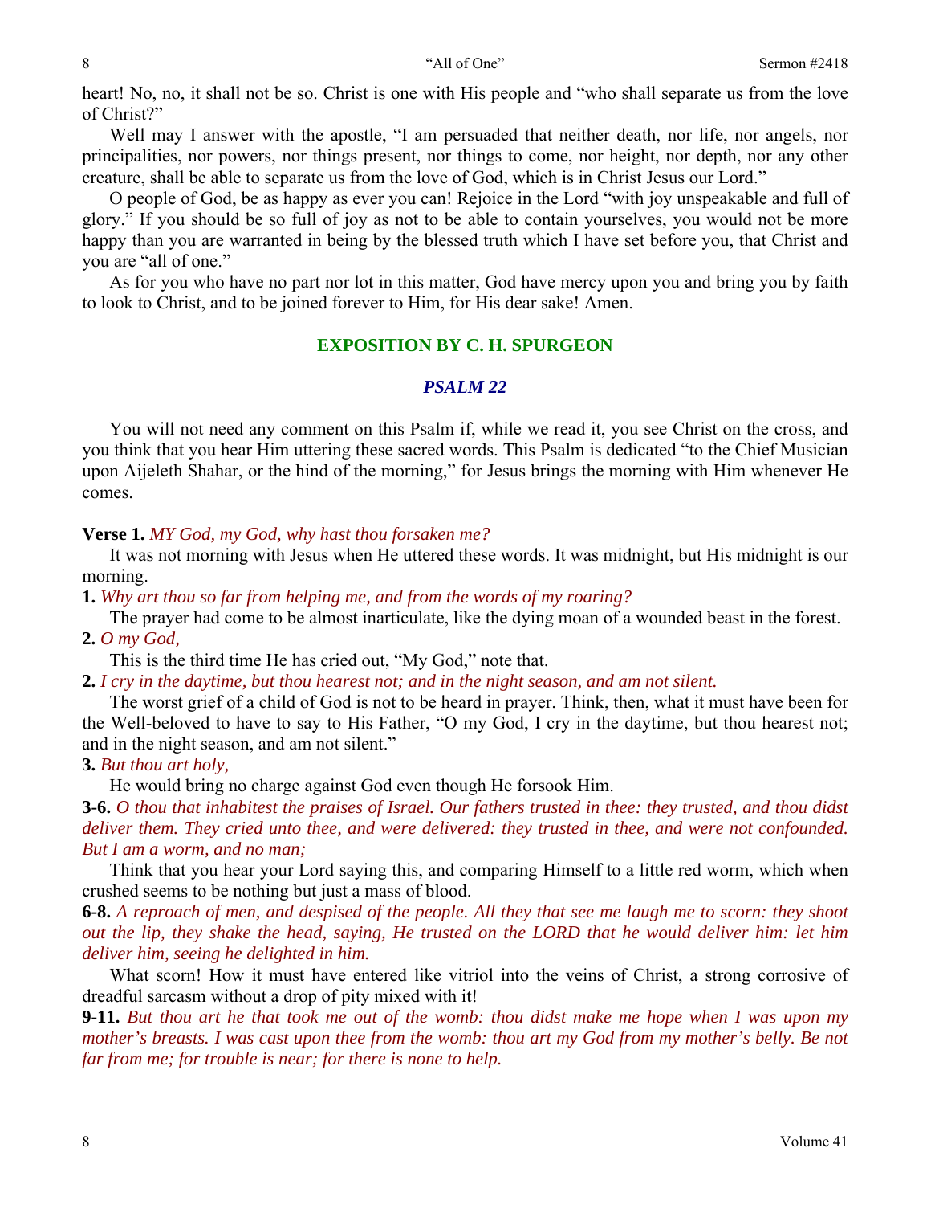heart! No, no, it shall not be so. Christ is one with His people and "who shall separate us from the love of Christ?"

Well may I answer with the apostle, "I am persuaded that neither death, nor life, nor angels, nor principalities, nor powers, nor things present, nor things to come, nor height, nor depth, nor any other creature, shall be able to separate us from the love of God, which is in Christ Jesus our Lord."

O people of God, be as happy as ever you can! Rejoice in the Lord "with joy unspeakable and full of glory." If you should be so full of joy as not to be able to contain yourselves, you would not be more happy than you are warranted in being by the blessed truth which I have set before you, that Christ and you are "all of one."

As for you who have no part nor lot in this matter, God have mercy upon you and bring you by faith to look to Christ, and to be joined forever to Him, for His dear sake! Amen.

## EXPOSITION BY C. H. SPURGEON

### *PSALM 22*

You will not need any comment on this Psalm if, while we read it, you see Christ on the cross, and you think that you hear Him uttering these sacred words. This Psalm is dedicated "to the Chief Musician upon Aijeleth Shahar, or the hind of the morning," for Jesus brings the morning with Him whenever He comes.

**Verse 1.** *MY God, my God, why hast thou forsaken me?*

It was not morning with Jesus when He uttered these words. It was midnight, but His midnight is our morning.

**1.** *Why art thou so far from helping me, and from the words of my roaring?*

The prayer had come to be almost inarticulate, like the dying moan of a wounded beast in the forest.

**2.** *O my God,*

This is the third time He has cried out, "My God," note that.

**2.** *I cry in the daytime, but thou hearest not; and in the night season, and am not silent.*

The worst grief of a child of God is not to be heard in prayer. Think, then, what it must have been for the Well-beloved to have to say to His Father, "O my God, I cry in the daytime, but thou hearest not; and in the night season, and am not silent."

**3.** *But thou art holy,*

He would bring no charge against God even though He forsook Him.

**3-6.** *O thou that inhabitest the praises of Israel. Our fathers trusted in thee: they trusted, and thou didst deliver them. They cried unto thee, and were delivered: they trusted in thee, and were not confounded. But I am a worm, and no man;*

Think that you hear your Lord saying this, and comparing Himself to a little red worm, which when crushed seems to be nothing but just a mass of blood.

**6-8.** *A reproach of men, and despised of the people. All they that see me laugh me to scorn: they shoot out the lip, they shake the head, saying, He trusted on the LORD that he would deliver him: let him deliver him, seeing he delighted in him.*

What scorn! How it must have entered like vitriol into the veins of Christ, a strong corrosive of dreadful sarcasm without a drop of pity mixed with it!

**9-11.** *But thou art he that took me out of the womb: thou didst make me hope when I was upon my mother's breasts. I was cast upon thee from the womb: thou art my God from my mother's belly. Be not far from me; for trouble is near; for there is none to help.*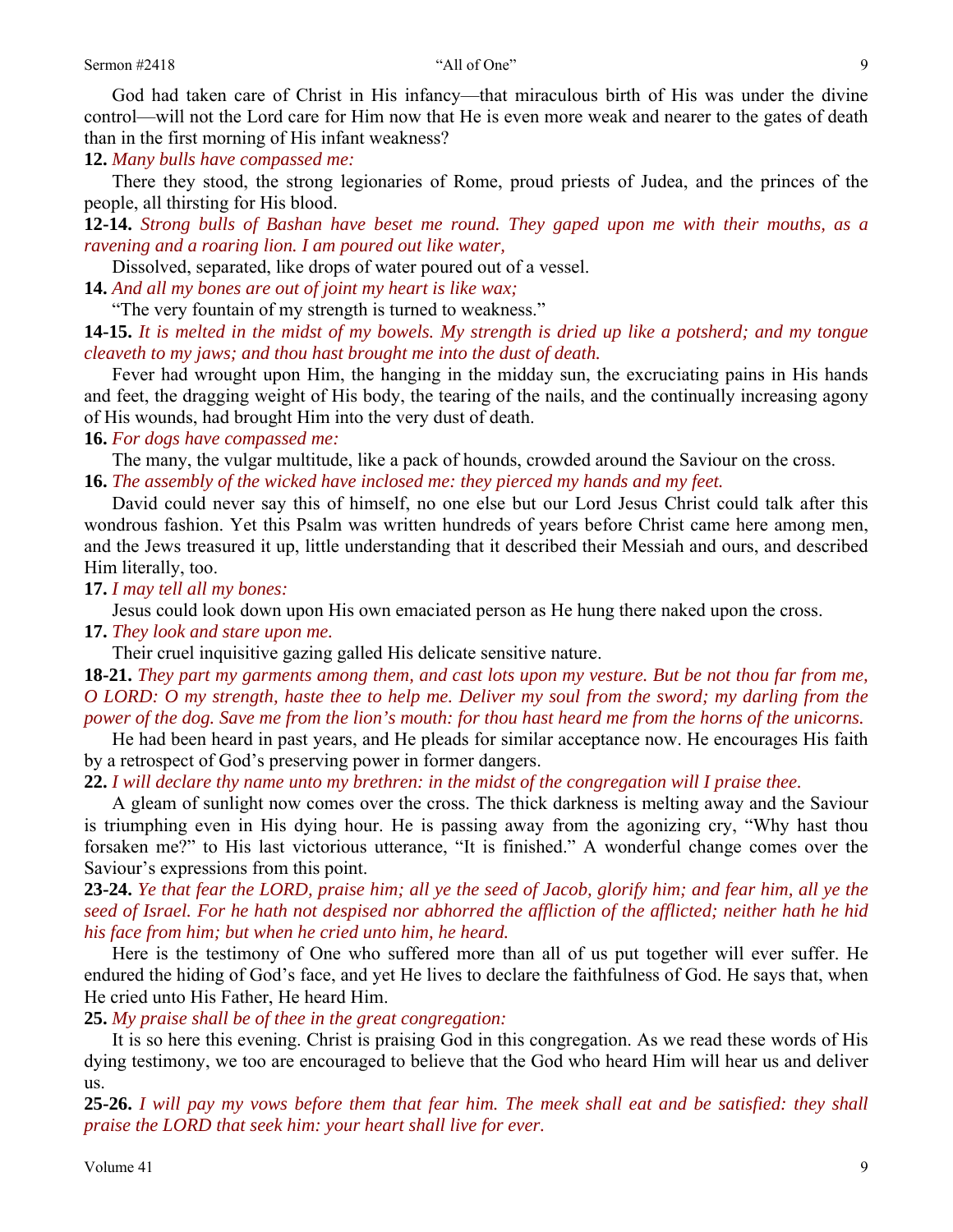God had taken care of Christ in His infancy—that miraculous birth of His was under the divine control—will not the Lord care for Him now that He is even more weak and nearer to the gates of death than in the first morning of His infant weakness?

**12.** *Many bulls have compassed me:*

There they stood, the strong legionaries of Rome, proud priests of Judea, and the princes of the people, all thirsting for His blood.

**12-14.** *Strong bulls of Bashan have beset me round. They gaped upon me with their mouths, as a ravening and a roaring lion. I am poured out like water,*

Dissolved, separated, like drops of water poured out of a vessel.

**14.** *And all my bones are out of joint my heart is like wax;*

"The very fountain of my strength is turned to weakness."

**14-15.** *It is melted in the midst of my bowels. My strength is dried up like a potsherd; and my tongue cleaveth to my jaws; and thou hast brought me into the dust of death.*

Fever had wrought upon Him, the hanging in the midday sun, the excruciating pains in His hands and feet, the dragging weight of His body, the tearing of the nails, and the continually increasing agony of His wounds, had brought Him into the very dust of death.

**16.** *For dogs have compassed me:*

The many, the vulgar multitude, like a pack of hounds, crowded around the Saviour on the cross.

**16.** *The assembly of the wicked have inclosed me: they pierced my hands and my feet.*

David could never say this of himself, no one else but our Lord Jesus Christ could talk after this wondrous fashion. Yet this Psalm was written hundreds of years before Christ came here among men, and the Jews treasured it up, little understanding that it described their Messiah and ours, and described Him literally, too.

**17.** *I may tell all my bones:*

Jesus could look down upon His own emaciated person as He hung there naked upon the cross.

**17.** *They look and stare upon me.*

Their cruel inquisitive gazing galled His delicate sensitive nature.

**18-21.** *They part my garments among them, and cast lots upon my vesture. But be not thou far from me, O LORD: O my strength, haste thee to help me. Deliver my soul from the sword; my darling from the power of the dog. Save me from the lion's mouth: for thou hast heard me from the horns of the unicorns.*

He had been heard in past years, and He pleads for similar acceptance now. He encourages His faith by a retrospect of God's preserving power in former dangers.

**22.** *I will declare thy name unto my brethren: in the midst of the congregation will I praise thee.*

A gleam of sunlight now comes over the cross. The thick darkness is melting away and the Saviour is triumphing even in His dying hour. He is passing away from the agonizing cry, "Why hast thou forsaken me?" to His last victorious utterance, "It is finished." A wonderful change comes over the Saviour's expressions from this point.

**23-24.** *Ye that fear the LORD, praise him; all ye the seed of Jacob, glorify him; and fear him, all ye the seed of Israel. For he hath not despised nor abhorred the affliction of the afflicted; neither hath he hid his face from him; but when he cried unto him, he heard.*

Here is the testimony of One who suffered more than all of us put together will ever suffer. He endured the hiding of God's face, and yet He lives to declare the faithfulness of God. He says that, when He cried unto His Father, He heard Him.

**25.** *My praise shall be of thee in the great congregation:*

It is so here this evening. Christ is praising God in this congregation. As we read these words of His dying testimony, we too are encouraged to believe that the God who heard Him will hear us and deliver us.

**25-26.** *I will pay my vows before them that fear him. The meek shall eat and be satisfied: they shall praise the LORD that seek him: your heart shall live for ever.*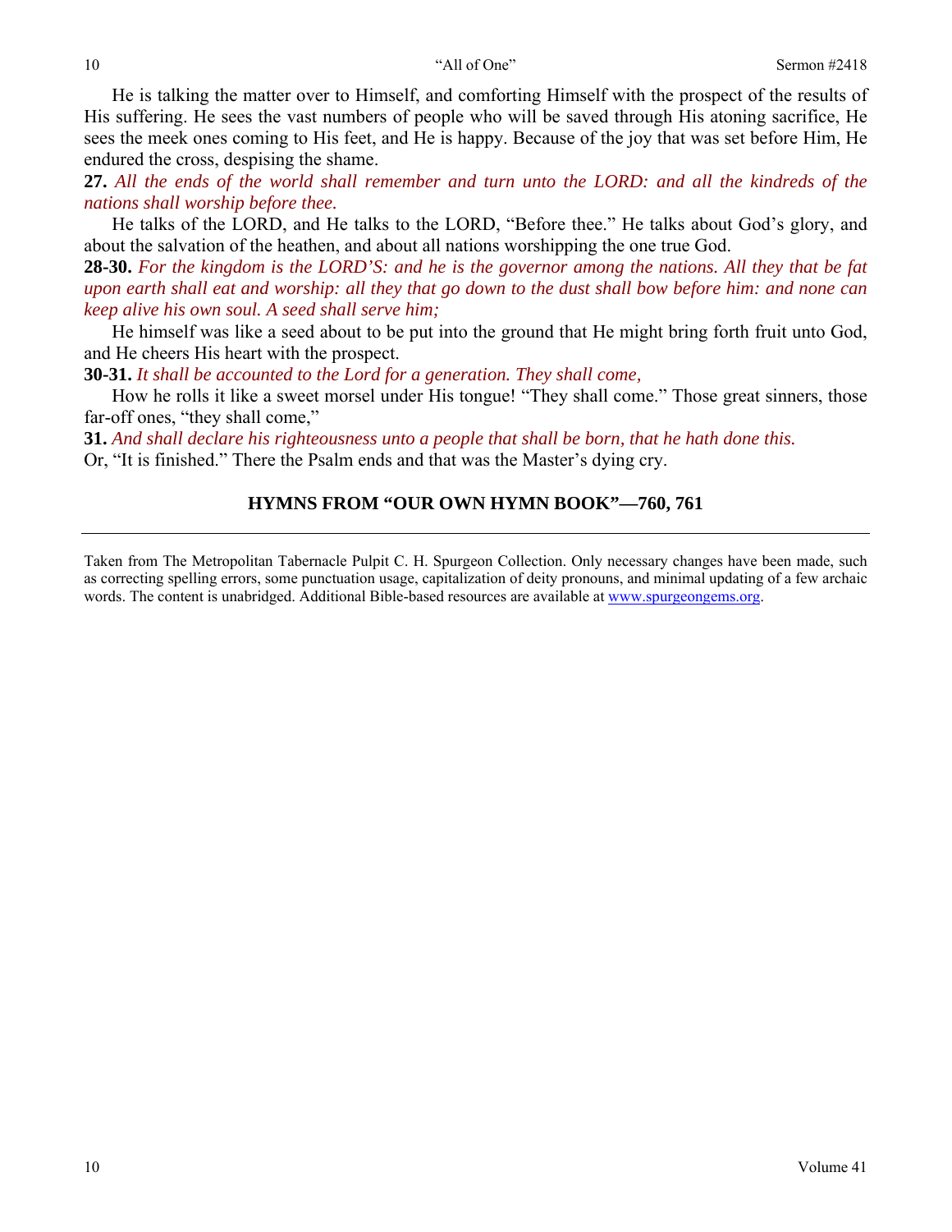He is talking the matter over to Himself, and comforting Himself with the prospect of the results of His suffering. He sees the vast numbers of people who will be saved through His atoning sacrifice, He sees the meek ones coming to His feet, and He is happy. Because of the joy that was set before Him, He endured the cross, despising the shame.

**27.** *All the ends of the world shall remember and turn unto the LORD: and all the kindreds of the nations shall worship before thee.*

He talks of the LORD, and He talks to the LORD, "Before thee." He talks about God's glory, and about the salvation of the heathen, and about all nations worshipping the one true God.

**28-30.** *For the kingdom is the LORD'S: and he is the governor among the nations. All they that be fat upon earth shall eat and worship: all they that go down to the dust shall bow before him: and none can keep alive his own soul. A seed shall serve him;*

He himself was like a seed about to be put into the ground that He might bring forth fruit unto God, and He cheers His heart with the prospect.

**30-31.** *It shall be accounted to the Lord for a generation. They shall come,*

How he rolls it like a sweet morsel under His tongue! "They shall come." Those great sinners, those far-off ones, "they shall come,"

**31.** *And shall declare his righteousness unto a people that shall be born, that he hath done this.*

Or, "It is finished." There the Psalm ends and that was the Master's dying cry.

## HYMNS FROM "OUR OWN HYMN BOOK"—760, 761

---

Taken from The Metropolitan Tabernacle Pulpit C. H. Spurgeon Collection. Only necessary changes have been made, such as correcting spelling errors, some punctuation usage, capitalization of deity pronouns, and minimal updating of a few archaic words. The content is unabridged. Additional Bible-based resources are available at www.spurgeongems.org.